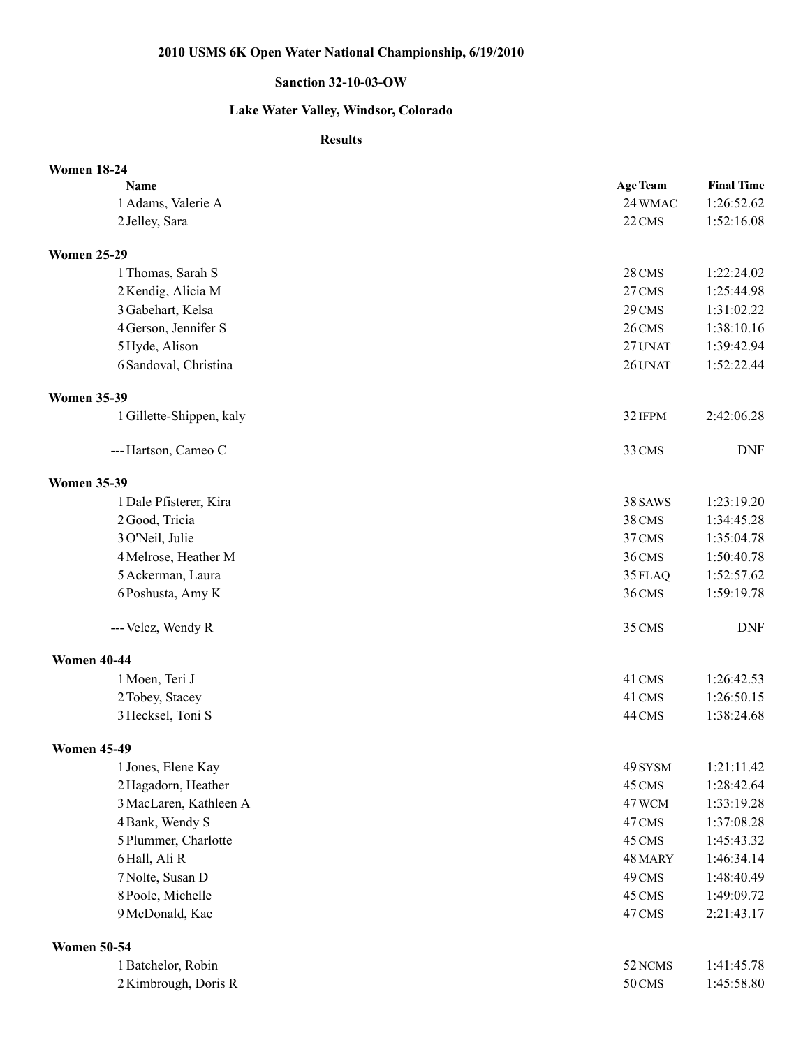**2010 USMS 6K Open Water National Championship, 6/19/2010**

**Sanction 32-10-03-OW**

**Lake Water Valley, Windsor, Colorado**

**Results**

**Women 18-24**

| | Name | Age | Team | Final Time |
|---|---|---|---|---|
| 1 | Adams, Valerie A | 24 | WMAC | 1:26:52.62 |
| 2 | Jelley, Sara | 22 | CMS | 1:52:16.08 |

**Women 25-29**

| | Name | Age | Team | Final Time |
|---|---|---|---|---|
| 1 | Thomas, Sarah S | 28 | CMS | 1:22:24.02 |
| 2 | Kendig, Alicia M | 27 | CMS | 1:25:44.98 |
| 3 | Gabehart, Kelsa | 29 | CMS | 1:31:02.22 |
| 4 | Gerson, Jennifer S | 26 | CMS | 1:38:10.16 |
| 5 | Hyde, Alison | 27 | UNAT | 1:39:42.94 |
| 6 | Sandoval, Christina | 26 | UNAT | 1:52:22.44 |

**Women 35-39**

| | Name | Age | Team | Final Time |
|---|---|---|---|---|
| 1 | Gillette-Shippen, kaly | 32 | IFPM | 2:42:06.28 |
| --- | Hartson, Cameo C | 33 | CMS | DNF |

**Women 35-39**

| | Name | Age | Team | Final Time |
|---|---|---|---|---|
| 1 | Dale Pfisterer, Kira | 38 | SAWS | 1:23:19.20 |
| 2 | Good, Tricia | 38 | CMS | 1:34:45.28 |
| 3 | O'Neil, Julie | 37 | CMS | 1:35:04.78 |
| 4 | Melrose, Heather M | 36 | CMS | 1:50:40.78 |
| 5 | Ackerman, Laura | 35 | FLAQ | 1:52:57.62 |
| 6 | Poshusta, Amy K | 36 | CMS | 1:59:19.78 |
| --- | Velez, Wendy R | 35 | CMS | DNF |

**Women 40-44**

| | Name | Age | Team | Final Time |
|---|---|---|---|---|
| 1 | Moen, Teri J | 41 | CMS | 1:26:42.53 |
| 2 | Tobey, Stacey | 41 | CMS | 1:26:50.15 |
| 3 | Hecksel, Toni S | 44 | CMS | 1:38:24.68 |

**Women 45-49**

| | Name | Age | Team | Final Time |
|---|---|---|---|---|
| 1 | Jones, Elene Kay | 49 | SYSM | 1:21:11.42 |
| 2 | Hagadorn, Heather | 45 | CMS | 1:28:42.64 |
| 3 | MacLaren, Kathleen A | 47 | WCM | 1:33:19.28 |
| 4 | Bank, Wendy S | 47 | CMS | 1:37:08.28 |
| 5 | Plummer, Charlotte | 45 | CMS | 1:45:43.32 |
| 6 | Hall, Ali R | 48 | MARY | 1:46:34.14 |
| 7 | Nolte, Susan D | 49 | CMS | 1:48:40.49 |
| 8 | Poole, Michelle | 45 | CMS | 1:49:09.72 |
| 9 | McDonald, Kae | 47 | CMS | 2:21:43.17 |

**Women 50-54**

| | Name | Age | Team | Final Time |
|---|---|---|---|---|
| 1 | Batchelor, Robin | 52 | NCMS | 1:41:45.78 |
| 2 | Kimbrough, Doris R | 50 | CMS | 1:45:58.80 |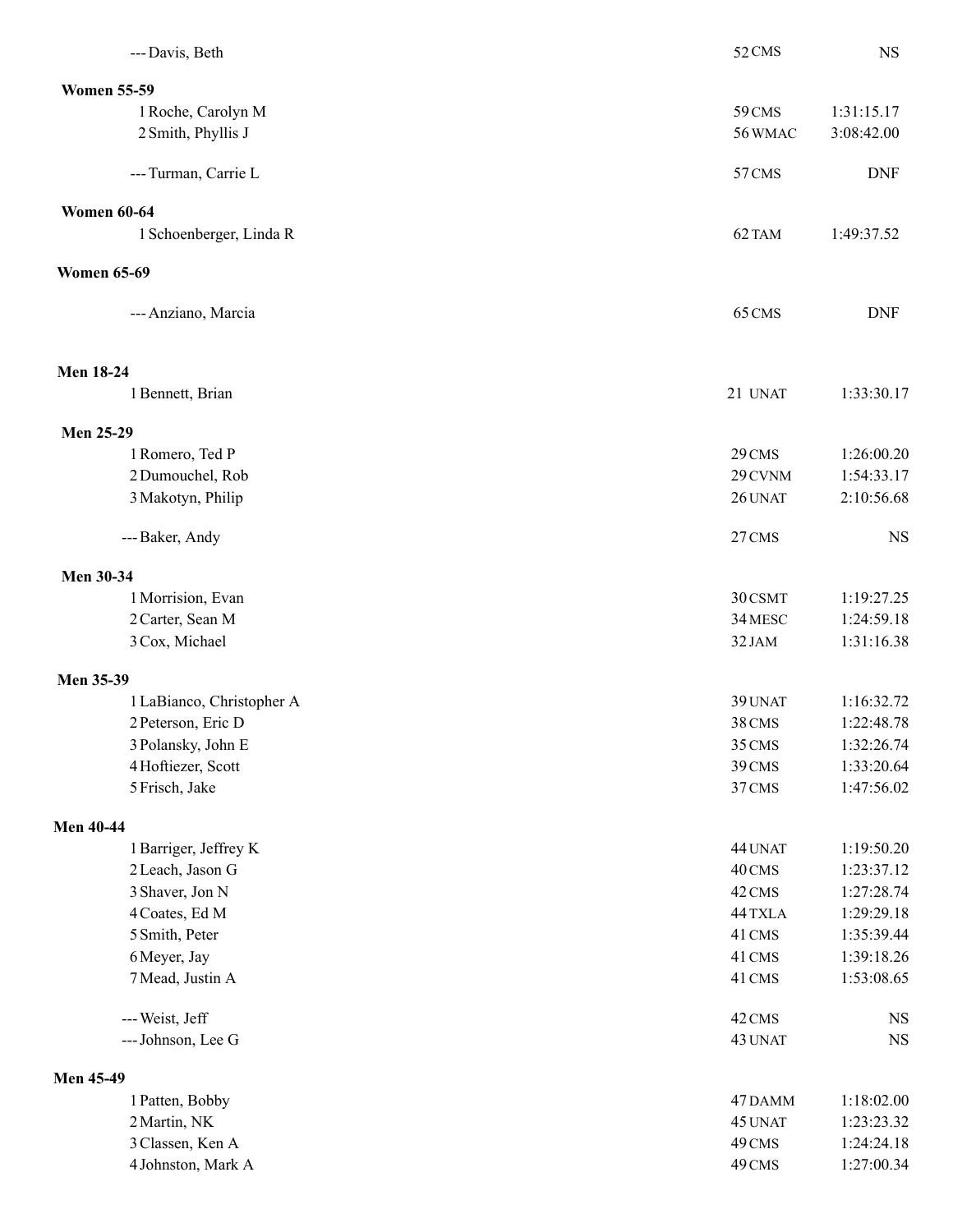| Place | Name | Age | Team | Time |
|---|---|---|---|---|
| --- | Davis, Beth | 52 | CMS | NS |

**Women 55-59**

| Place | Name | Age | Team | Time |
|---|---|---|---|---|
| 1 | Roche, Carolyn M | 59 | CMS | 1:31:15.17 |
| 2 | Smith, Phyllis J | 56 | WMAC | 3:08:42.00 |
| --- | Turman, Carrie L | 57 | CMS | DNF |

**Women 60-64**

| Place | Name | Age | Team | Time |
|---|---|---|---|---|
| 1 | Schoenberger, Linda R | 62 | TAM | 1:49:37.52 |

**Women 65-69**

| Place | Name | Age | Team | Time |
|---|---|---|---|---|
| --- | Anziano, Marcia | 65 | CMS | DNF |

**Men 18-24**

| Place | Name | Age | Team | Time |
|---|---|---|---|---|
| 1 | Bennett, Brian | 21 | UNAT | 1:33:30.17 |

**Men 25-29**

| Place | Name | Age | Team | Time |
|---|---|---|---|---|
| 1 | Romero, Ted P | 29 | CMS | 1:26:00.20 |
| 2 | Dumouchel, Rob | 29 | CVNM | 1:54:33.17 |
| 3 | Makotyn, Philip | 26 | UNAT | 2:10:56.68 |
| --- | Baker, Andy | 27 | CMS | NS |

**Men 30-34**

| Place | Name | Age | Team | Time |
|---|---|---|---|---|
| 1 | Morrision, Evan | 30 | CSMT | 1:19:27.25 |
| 2 | Carter, Sean M | 34 | MESC | 1:24:59.18 |
| 3 | Cox, Michael | 32 | JAM | 1:31:16.38 |

**Men 35-39**

| Place | Name | Age | Team | Time |
|---|---|---|---|---|
| 1 | LaBianco, Christopher A | 39 | UNAT | 1:16:32.72 |
| 2 | Peterson, Eric D | 38 | CMS | 1:22:48.78 |
| 3 | Polansky, John E | 35 | CMS | 1:32:26.74 |
| 4 | Hoftiezer, Scott | 39 | CMS | 1:33:20.64 |
| 5 | Frisch, Jake | 37 | CMS | 1:47:56.02 |

**Men 40-44**

| Place | Name | Age | Team | Time |
|---|---|---|---|---|
| 1 | Barriger, Jeffrey K | 44 | UNAT | 1:19:50.20 |
| 2 | Leach, Jason G | 40 | CMS | 1:23:37.12 |
| 3 | Shaver, Jon N | 42 | CMS | 1:27:28.74 |
| 4 | Coates, Ed M | 44 | TXLA | 1:29:29.18 |
| 5 | Smith, Peter | 41 | CMS | 1:35:39.44 |
| 6 | Meyer, Jay | 41 | CMS | 1:39:18.26 |
| 7 | Mead, Justin A | 41 | CMS | 1:53:08.65 |
| --- | Weist, Jeff | 42 | CMS | NS |
| --- | Johnson, Lee G | 43 | UNAT | NS |

**Men 45-49**

| Place | Name | Age | Team | Time |
|---|---|---|---|---|
| 1 | Patten, Bobby | 47 | DAMM | 1:18:02.00 |
| 2 | Martin, NK | 45 | UNAT | 1:23:23.32 |
| 3 | Classen, Ken A | 49 | CMS | 1:24:24.18 |
| 4 | Johnston, Mark A | 49 | CMS | 1:27:00.34 |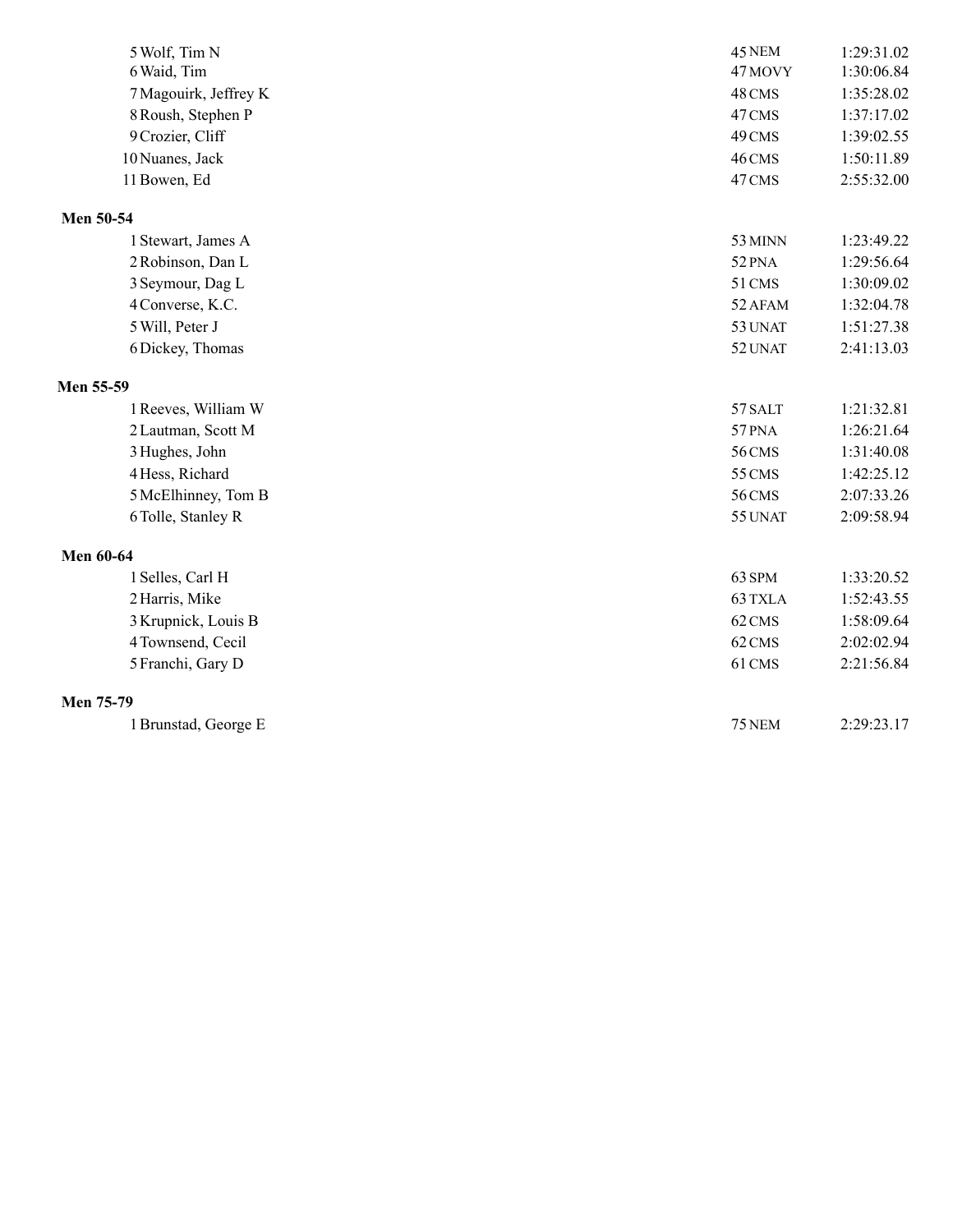| | | | | |
|---|---|---|---|---|
| 5 | Wolf, Tim N | 45 | NEM | 1:29:31.02 |
| 6 | Waid, Tim | 47 | MOVY | 1:30:06.84 |
| 7 | Magouirk, Jeffrey K | 48 | CMS | 1:35:28.02 |
| 8 | Roush, Stephen P | 47 | CMS | 1:37:17.02 |
| 9 | Crozier, Cliff | 49 | CMS | 1:39:02.55 |
| 10 | Nuanes, Jack | 46 | CMS | 1:50:11.89 |
| 11 | Bowen, Ed | 47 | CMS | 2:55:32.00 |

**Men 50-54**

| | | | | |
|---|---|---|---|---|
| 1 | Stewart, James A | 53 | MINN | 1:23:49.22 |
| 2 | Robinson, Dan L | 52 | PNA | 1:29:56.64 |
| 3 | Seymour, Dag L | 51 | CMS | 1:30:09.02 |
| 4 | Converse, K.C. | 52 | AFAM | 1:32:04.78 |
| 5 | Will, Peter J | 53 | UNAT | 1:51:27.38 |
| 6 | Dickey, Thomas | 52 | UNAT | 2:41:13.03 |

**Men 55-59**

| | | | | |
|---|---|---|---|---|
| 1 | Reeves, William W | 57 | SALT | 1:21:32.81 |
| 2 | Lautman, Scott M | 57 | PNA | 1:26:21.64 |
| 3 | Hughes, John | 56 | CMS | 1:31:40.08 |
| 4 | Hess, Richard | 55 | CMS | 1:42:25.12 |
| 5 | McElhinney, Tom B | 56 | CMS | 2:07:33.26 |
| 6 | Tolle, Stanley R | 55 | UNAT | 2:09:58.94 |

**Men 60-64**

| | | | | |
|---|---|---|---|---|
| 1 | Selles, Carl H | 63 | SPM | 1:33:20.52 |
| 2 | Harris, Mike | 63 | TXLA | 1:52:43.55 |
| 3 | Krupnick, Louis B | 62 | CMS | 1:58:09.64 |
| 4 | Townsend, Cecil | 62 | CMS | 2:02:02.94 |
| 5 | Franchi, Gary D | 61 | CMS | 2:21:56.84 |

**Men 75-79**

| | | | | |
|---|---|---|---|---|
| 1 | Brunstad, George E | 75 | NEM | 2:29:23.17 |